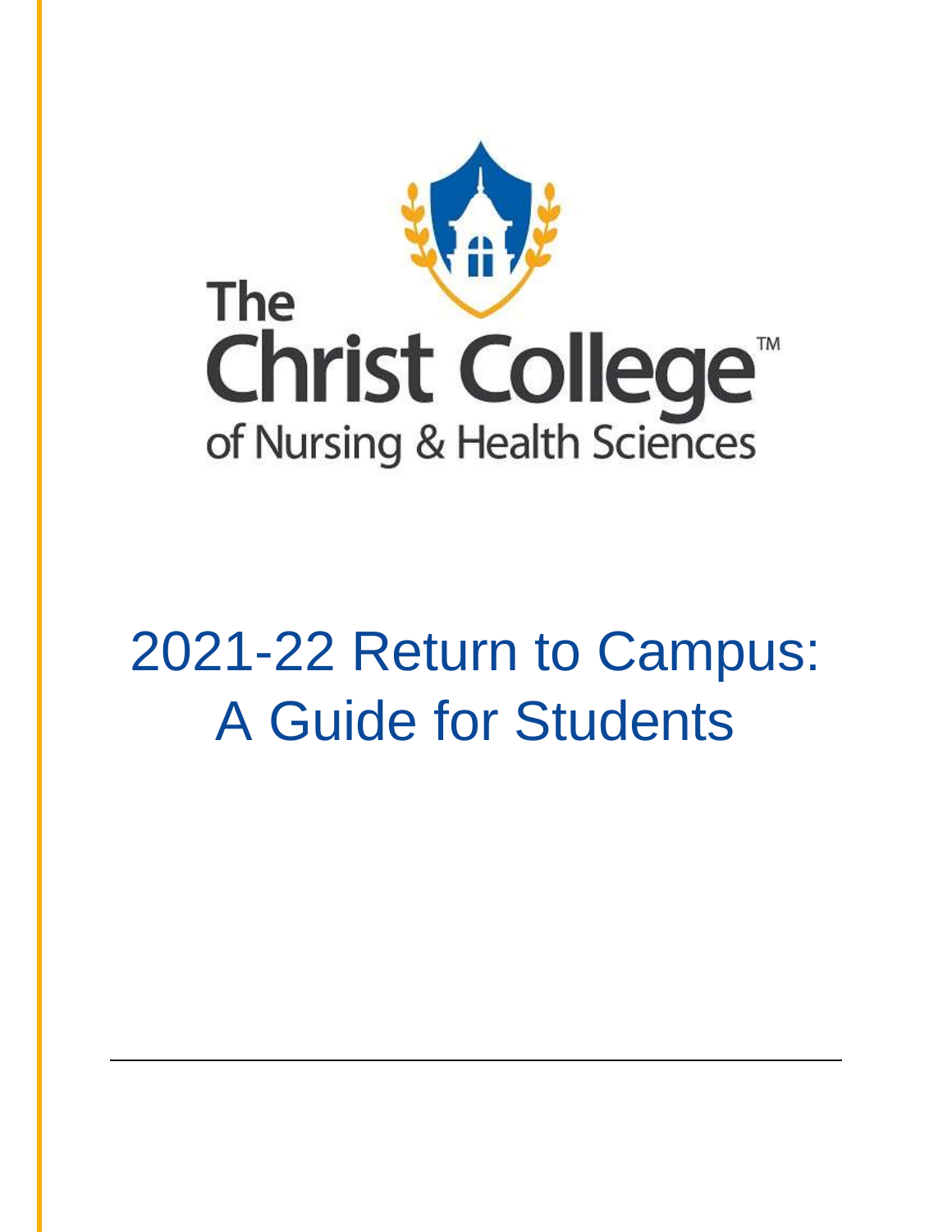The Christ College™ of Nursing & Health Sciences

# 2021-22 Return to Campus: A Guide for Students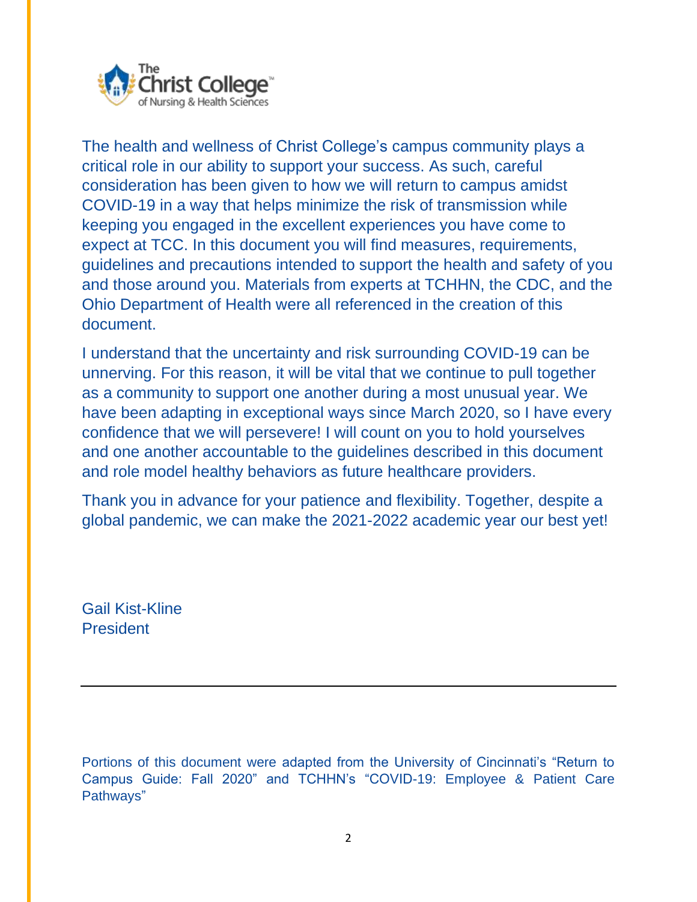The health and wellness of Christ College's campus community plays a critical role in our ability to support your success. As such, careful consideration has been given to how we will return to campus amidst COVID-19 in a way that helps minimize the risk of transmission while keeping you engaged in the excellent experiences you have come to expect at TCC. In this document you will find measures, requirements, guidelines and precautions intended to support the health and safety of you and those around you. Materials from experts at TCHHN, the CDC, and the Ohio Department of Health were all referenced in the creation of this document.

I understand that the uncertainty and risk surrounding COVID-19 can be unnerving. For this reason, it will be vital that we continue to pull together as a community to support one another during a most unusual year. We have been adapting in exceptional ways since March 2020, so I have every confidence that we will persevere! I will count on you to hold yourselves and one another accountable to the guidelines described in this document and role model healthy behaviors as future healthcare providers.

Thank you in advance for your patience and flexibility. Together, despite a global pandemic, we can make the 2021-2022 academic year our best yet!

Gail Kist-Kline
President

---

Portions of this document were adapted from the University of Cincinnati's "Return to Campus Guide: Fall 2020" and TCHHN's "COVID-19: Employee & Patient Care Pathways"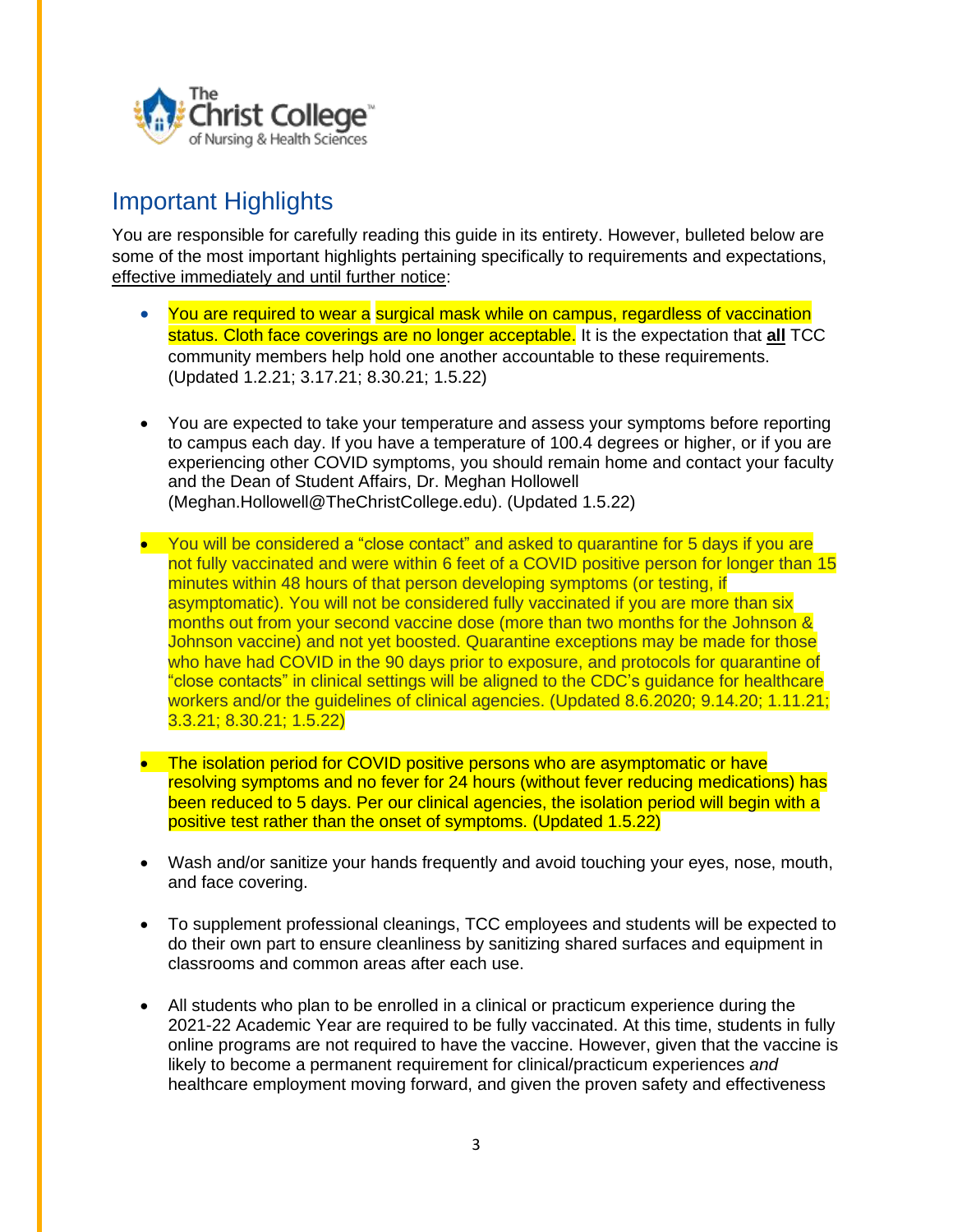## Important Highlights

You are responsible for carefully reading this guide in its entirety. However, bulleted below are some of the most important highlights pertaining specifically to requirements and expectations, effective immediately and until further notice:

- You are required to wear a surgical mask while on campus, regardless of vaccination status. Cloth face coverings are no longer acceptable. It is the expectation that **all** TCC community members help hold one another accountable to these requirements. (Updated 1.2.21; 3.17.21; 8.30.21; 1.5.22)

- You are expected to take your temperature and assess your symptoms before reporting to campus each day. If you have a temperature of 100.4 degrees or higher, or if you are experiencing other COVID symptoms, you should remain home and contact your faculty and the Dean of Student Affairs, Dr. Meghan Hollowell (Meghan.Hollowell@TheChristCollege.edu). (Updated 1.5.22)

- You will be considered a "close contact" and asked to quarantine for 5 days if you are not fully vaccinated and were within 6 feet of a COVID positive person for longer than 15 minutes within 48 hours of that person developing symptoms (or testing, if asymptomatic). You will not be considered fully vaccinated if you are more than six months out from your second vaccine dose (more than two months for the Johnson & Johnson vaccine) and not yet boosted. Quarantine exceptions may be made for those who have had COVID in the 90 days prior to exposure, and protocols for quarantine of "close contacts" in clinical settings will be aligned to the CDC's guidance for healthcare workers and/or the guidelines of clinical agencies. (Updated 8.6.2020; 9.14.20; 1.11.21; 3.3.21; 8.30.21; 1.5.22)

- The isolation period for COVID positive persons who are asymptomatic or have resolving symptoms and no fever for 24 hours (without fever reducing medications) has been reduced to 5 days. Per our clinical agencies, the isolation period will begin with a positive test rather than the onset of symptoms. (Updated 1.5.22)

- Wash and/or sanitize your hands frequently and avoid touching your eyes, nose, mouth, and face covering.

- To supplement professional cleanings, TCC employees and students will be expected to do their own part to ensure cleanliness by sanitizing shared surfaces and equipment in classrooms and common areas after each use.

- All students who plan to be enrolled in a clinical or practicum experience during the 2021-22 Academic Year are required to be fully vaccinated. At this time, students in fully online programs are not required to have the vaccine. However, given that the vaccine is likely to become a permanent requirement for clinical/practicum experiences *and* healthcare employment moving forward, and given the proven safety and effectiveness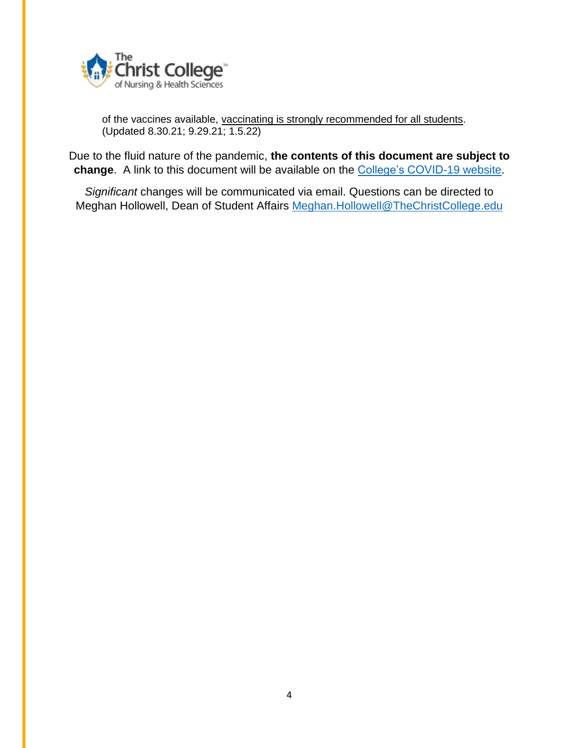of the vaccines available, vaccinating is strongly recommended for all students. (Updated 8.30.21; 9.29.21; 1.5.22)

Due to the fluid nature of the pandemic, **the contents of this document are subject to change**. A link to this document will be available on the College's COVID-19 website.

*Significant* changes will be communicated via email. Questions can be directed to Meghan Hollowell, Dean of Student Affairs Meghan.Hollowell@TheChristCollege.edu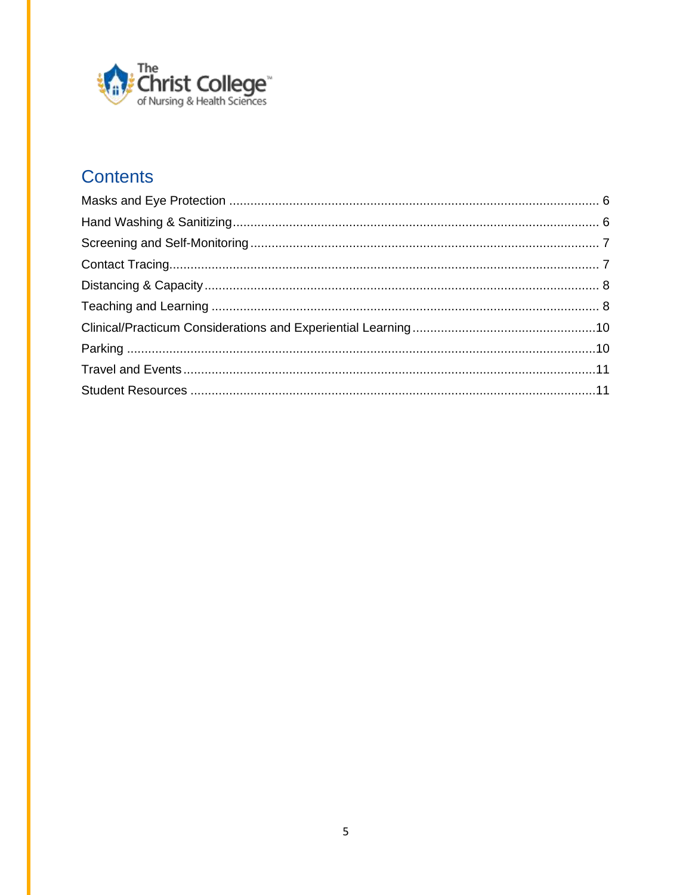## Contents

- Masks and Eye Protection ........ 6
- Hand Washing & Sanitizing ........ 6
- Screening and Self-Monitoring ........ 7
- Contact Tracing ........ 7
- Distancing & Capacity ........ 8
- Teaching and Learning ........ 8
- Clinical/Practicum Considerations and Experiential Learning ........ 10
- Parking ........ 10
- Travel and Events ........ 11
- Student Resources ........ 11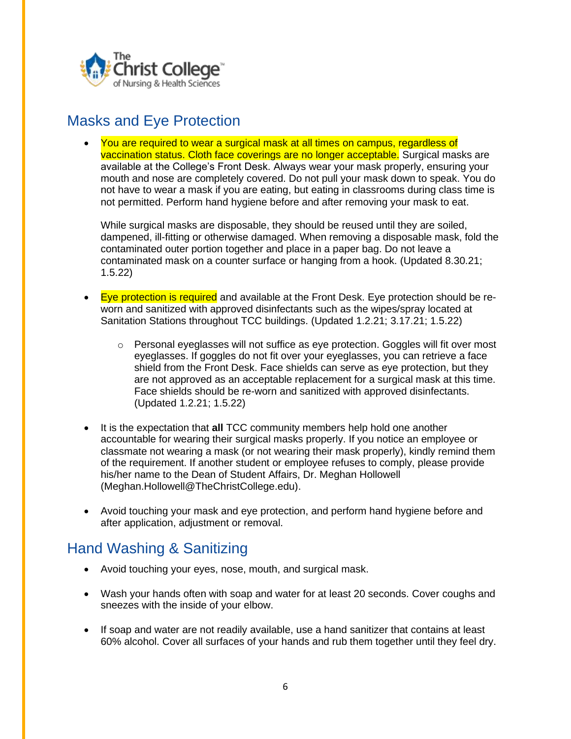## Masks and Eye Protection

- You are required to wear a surgical mask at all times on campus, regardless of vaccination status. Cloth face coverings are no longer acceptable. Surgical masks are available at the College's Front Desk. Always wear your mask properly, ensuring your mouth and nose are completely covered. Do not pull your mask down to speak. You do not have to wear a mask if you are eating, but eating in classrooms during class time is not permitted. Perform hand hygiene before and after removing your mask to eat.

  While surgical masks are disposable, they should be reused until they are soiled, dampened, ill-fitting or otherwise damaged. When removing a disposable mask, fold the contaminated outer portion together and place in a paper bag. Do not leave a contaminated mask on a counter surface or hanging from a hook. (Updated 8.30.21; 1.5.22)

- Eye protection is required and available at the Front Desk. Eye protection should be re-worn and sanitized with approved disinfectants such as the wipes/spray located at Sanitation Stations throughout TCC buildings. (Updated 1.2.21; 3.17.21; 1.5.22)
  - Personal eyeglasses will not suffice as eye protection. Goggles will fit over most eyeglasses. If goggles do not fit over your eyeglasses, you can retrieve a face shield from the Front Desk. Face shields can serve as eye protection, but they are not approved as an acceptable replacement for a surgical mask at this time. Face shields should be re-worn and sanitized with approved disinfectants. (Updated 1.2.21; 1.5.22)

- It is the expectation that **all** TCC community members help hold one another accountable for wearing their surgical masks properly. If you notice an employee or classmate not wearing a mask (or not wearing their mask properly), kindly remind them of the requirement. If another student or employee refuses to comply, please provide his/her name to the Dean of Student Affairs, Dr. Meghan Hollowell (Meghan.Hollowell@TheChristCollege.edu).

- Avoid touching your mask and eye protection, and perform hand hygiene before and after application, adjustment or removal.

## Hand Washing & Sanitizing

- Avoid touching your eyes, nose, mouth, and surgical mask.

- Wash your hands often with soap and water for at least 20 seconds. Cover coughs and sneezes with the inside of your elbow.

- If soap and water are not readily available, use a hand sanitizer that contains at least 60% alcohol. Cover all surfaces of your hands and rub them together until they feel dry.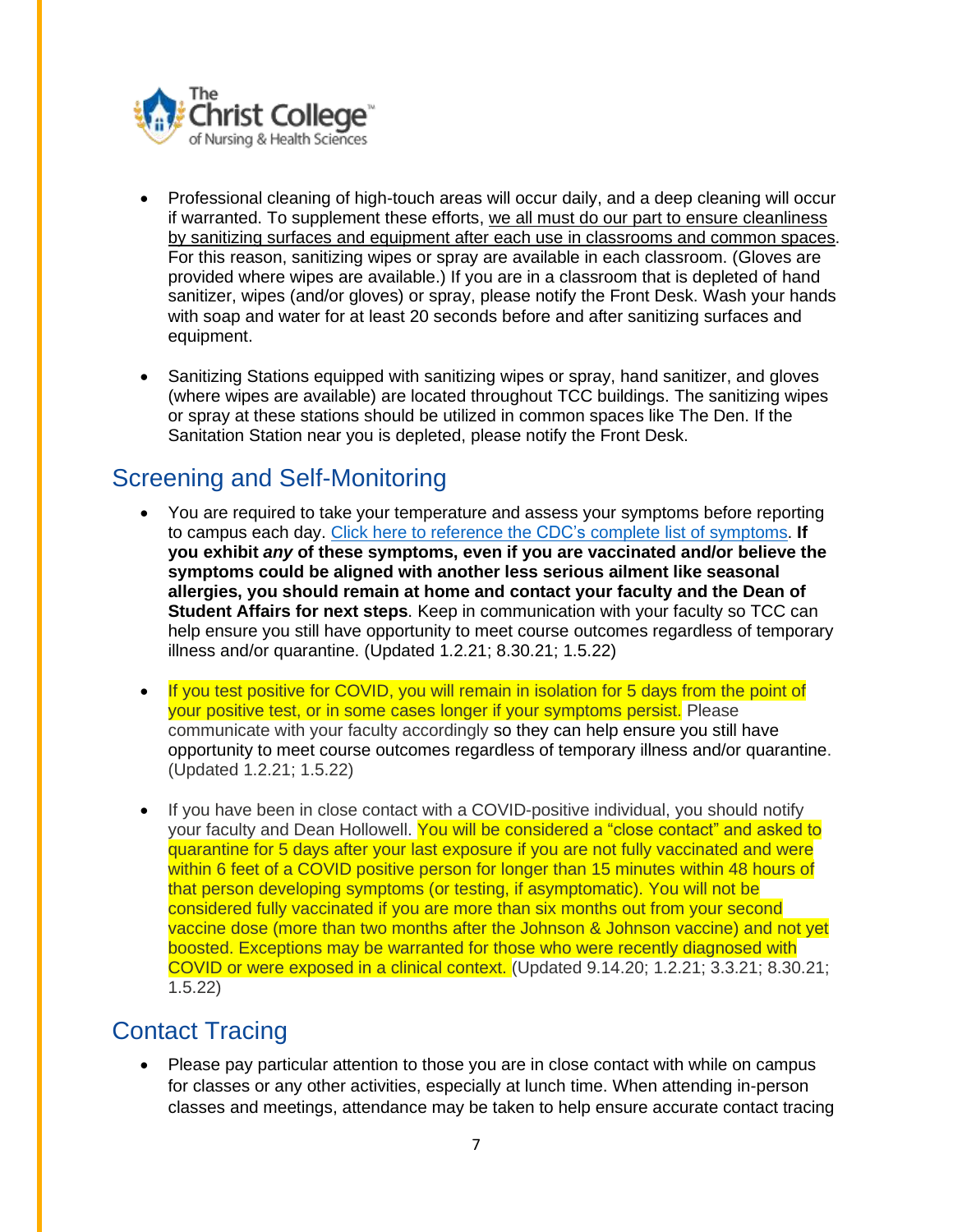- Professional cleaning of high-touch areas will occur daily, and a deep cleaning will occur if warranted. To supplement these efforts, we all must do our part to ensure cleanliness by sanitizing surfaces and equipment after each use in classrooms and common spaces. For this reason, sanitizing wipes or spray are available in each classroom. (Gloves are provided where wipes are available.) If you are in a classroom that is depleted of hand sanitizer, wipes (and/or gloves) or spray, please notify the Front Desk. Wash your hands with soap and water for at least 20 seconds before and after sanitizing surfaces and equipment.

- Sanitizing Stations equipped with sanitizing wipes or spray, hand sanitizer, and gloves (where wipes are available) are located throughout TCC buildings. The sanitizing wipes or spray at these stations should be utilized in common spaces like The Den. If the Sanitation Station near you is depleted, please notify the Front Desk.

## Screening and Self-Monitoring

- You are required to take your temperature and assess your symptoms before reporting to campus each day. Click here to reference the CDC's complete list of symptoms. **If you exhibit *any* of these symptoms, even if you are vaccinated and/or believe the symptoms could be aligned with another less serious ailment like seasonal allergies, you should remain at home and contact your faculty and the Dean of Student Affairs for next steps**. Keep in communication with your faculty so TCC can help ensure you still have opportunity to meet course outcomes regardless of temporary illness and/or quarantine. (Updated 1.2.21; 8.30.21; 1.5.22)

- If you test positive for COVID, you will remain in isolation for 5 days from the point of your positive test, or in some cases longer if your symptoms persist. Please communicate with your faculty accordingly so they can help ensure you still have opportunity to meet course outcomes regardless of temporary illness and/or quarantine. (Updated 1.2.21; 1.5.22)

- If you have been in close contact with a COVID-positive individual, you should notify your faculty and Dean Hollowell. You will be considered a "close contact" and asked to quarantine for 5 days after your last exposure if you are not fully vaccinated and were within 6 feet of a COVID positive person for longer than 15 minutes within 48 hours of that person developing symptoms (or testing, if asymptomatic). You will not be considered fully vaccinated if you are more than six months out from your second vaccine dose (more than two months after the Johnson & Johnson vaccine) and not yet boosted. Exceptions may be warranted for those who were recently diagnosed with COVID or were exposed in a clinical context. (Updated 9.14.20; 1.2.21; 3.3.21; 8.30.21; 1.5.22)

## Contact Tracing

- Please pay particular attention to those you are in close contact with while on campus for classes or any other activities, especially at lunch time. When attending in-person classes and meetings, attendance may be taken to help ensure accurate contact tracing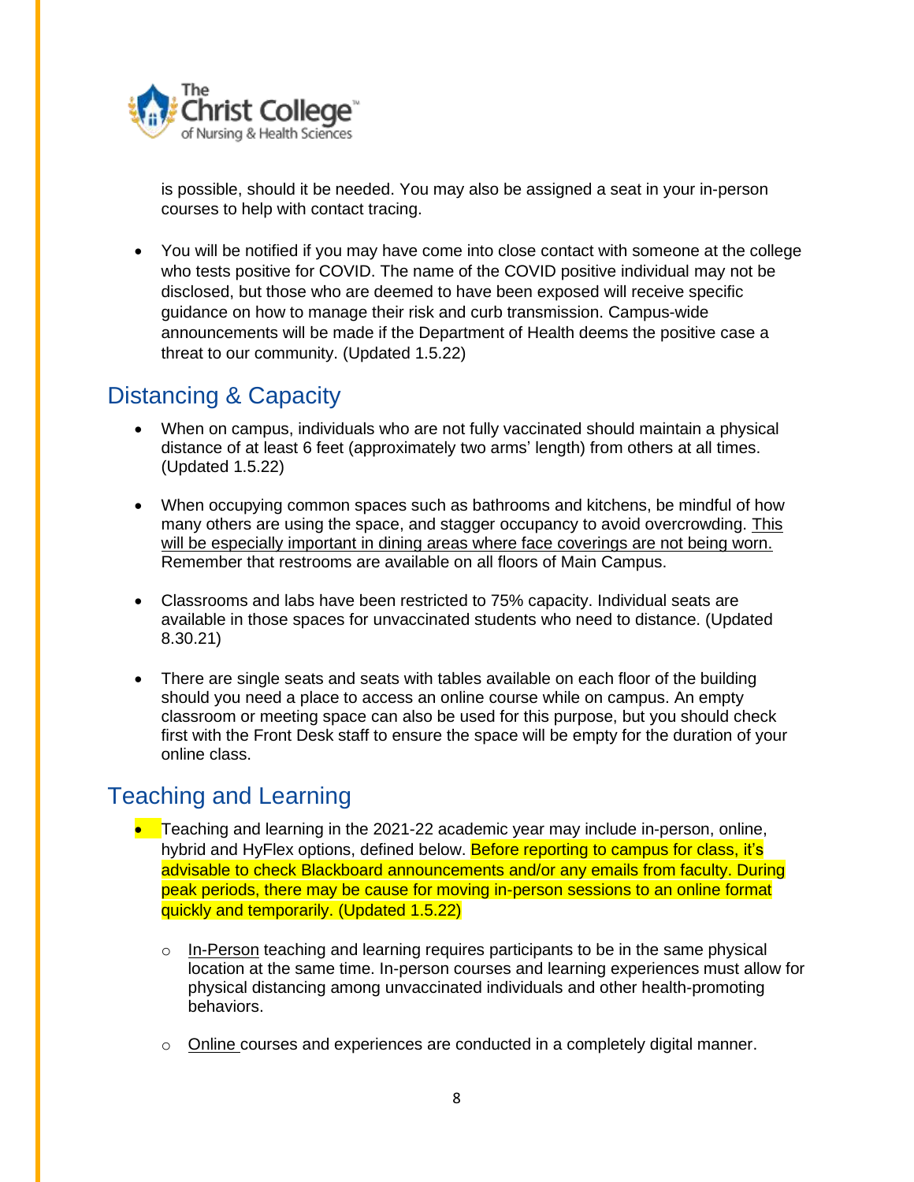is possible, should it be needed. You may also be assigned a seat in your in-person courses to help with contact tracing.

- You will be notified if you may have come into close contact with someone at the college who tests positive for COVID. The name of the COVID positive individual may not be disclosed, but those who are deemed to have been exposed will receive specific guidance on how to manage their risk and curb transmission. Campus-wide announcements will be made if the Department of Health deems the positive case a threat to our community. (Updated 1.5.22)

## Distancing & Capacity

- When on campus, individuals who are not fully vaccinated should maintain a physical distance of at least 6 feet (approximately two arms' length) from others at all times. (Updated 1.5.22)

- When occupying common spaces such as bathrooms and kitchens, be mindful of how many others are using the space, and stagger occupancy to avoid overcrowding. <u>This will be especially important in dining areas where face coverings are not being worn.</u> Remember that restrooms are available on all floors of Main Campus.

- Classrooms and labs have been restricted to 75% capacity. Individual seats are available in those spaces for unvaccinated students who need to distance. (Updated 8.30.21)

- There are single seats and seats with tables available on each floor of the building should you need a place to access an online course while on campus. An empty classroom or meeting space can also be used for this purpose, but you should check first with the Front Desk staff to ensure the space will be empty for the duration of your online class.

## Teaching and Learning

- Teaching and learning in the 2021-22 academic year may include in-person, online, hybrid and HyFlex options, defined below. Before reporting to campus for class, it's advisable to check Blackboard announcements and/or any emails from faculty. During peak periods, there may be cause for moving in-person sessions to an online format quickly and temporarily. (Updated 1.5.22)

  - <u>In-Person</u> teaching and learning requires participants to be in the same physical location at the same time. In-person courses and learning experiences must allow for physical distancing among unvaccinated individuals and other health-promoting behaviors.

  - <u>Online</u> courses and experiences are conducted in a completely digital manner.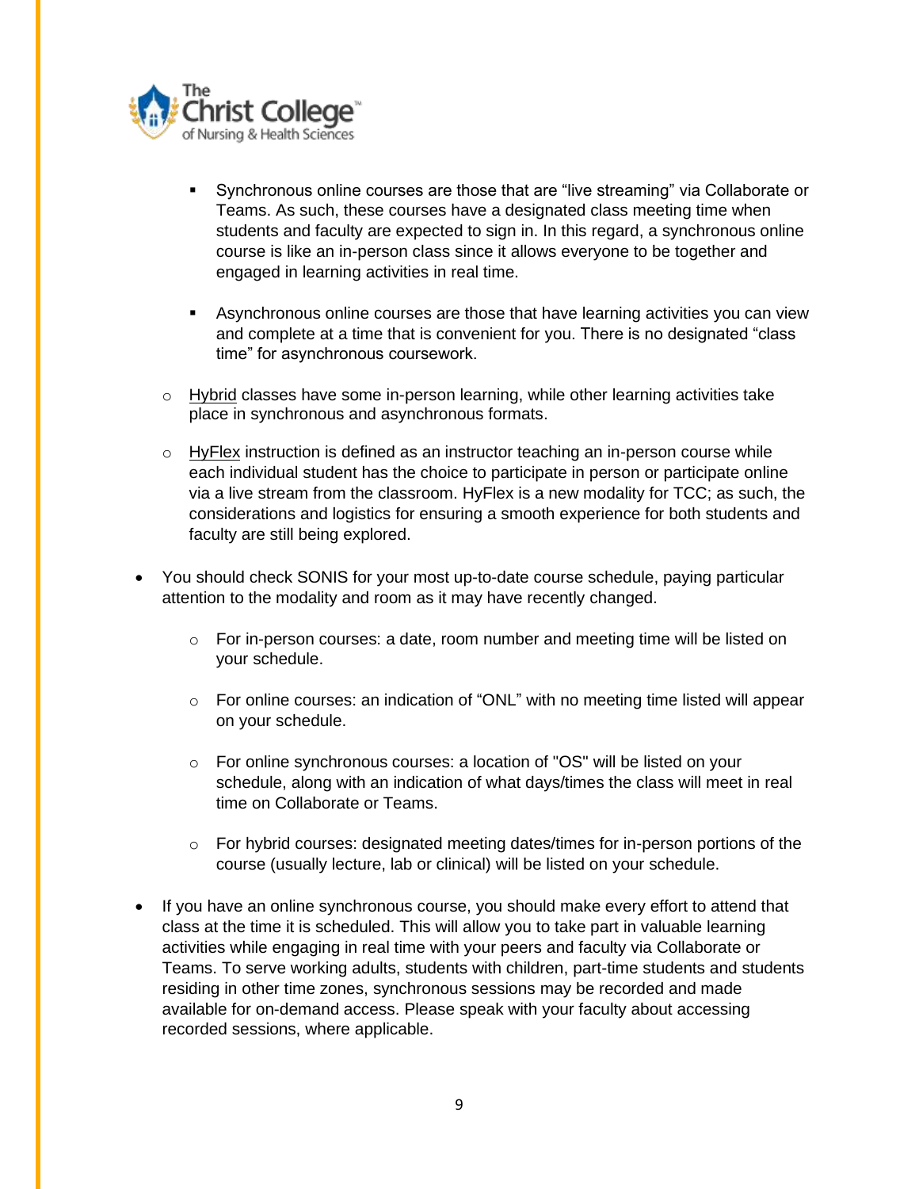- Synchronous online courses are those that are "live streaming" via Collaborate or Teams. As such, these courses have a designated class meeting time when students and faculty are expected to sign in. In this regard, a synchronous online course is like an in-person class since it allows everyone to be together and engaged in learning activities in real time.

      - Asynchronous online courses are those that have learning activities you can view and complete at a time that is convenient for you. There is no designated "class time" for asynchronous coursework.

  - Hybrid classes have some in-person learning, while other learning activities take place in synchronous and asynchronous formats.

  - HyFlex instruction is defined as an instructor teaching an in-person course while each individual student has the choice to participate in person or participate online via a live stream from the classroom. HyFlex is a new modality for TCC; as such, the considerations and logistics for ensuring a smooth experience for both students and faculty are still being explored.

- You should check SONIS for your most up-to-date course schedule, paying particular attention to the modality and room as it may have recently changed.

  - For in-person courses: a date, room number and meeting time will be listed on your schedule.

  - For online courses: an indication of "ONL" with no meeting time listed will appear on your schedule.

  - For online synchronous courses: a location of "OS" will be listed on your schedule, along with an indication of what days/times the class will meet in real time on Collaborate or Teams.

  - For hybrid courses: designated meeting dates/times for in-person portions of the course (usually lecture, lab or clinical) will be listed on your schedule.

- If you have an online synchronous course, you should make every effort to attend that class at the time it is scheduled. This will allow you to take part in valuable learning activities while engaging in real time with your peers and faculty via Collaborate or Teams. To serve working adults, students with children, part-time students and students residing in other time zones, synchronous sessions may be recorded and made available for on-demand access. Please speak with your faculty about accessing recorded sessions, where applicable.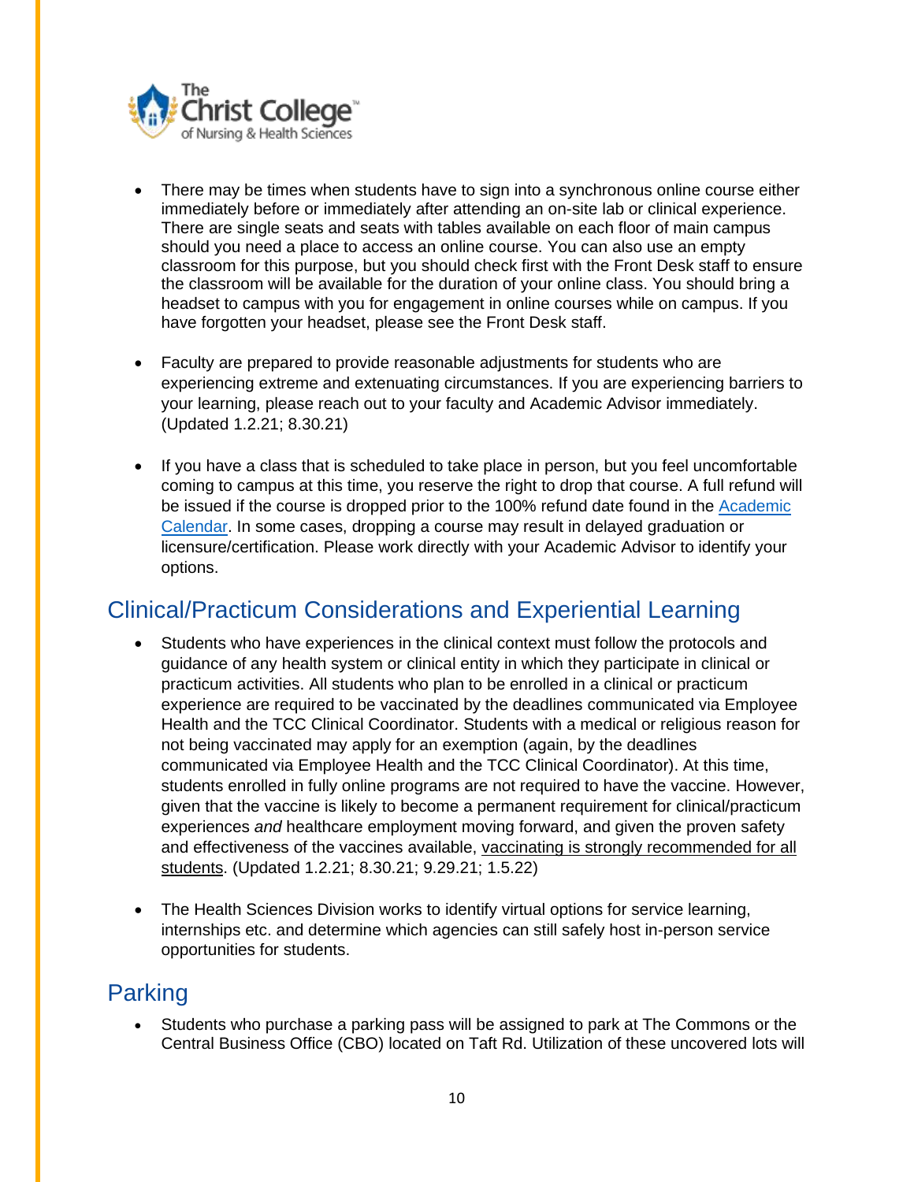- There may be times when students have to sign into a synchronous online course either immediately before or immediately after attending an on-site lab or clinical experience. There are single seats and seats with tables available on each floor of main campus should you need a place to access an online course. You can also use an empty classroom for this purpose, but you should check first with the Front Desk staff to ensure the classroom will be available for the duration of your online class. You should bring a headset to campus with you for engagement in online courses while on campus. If you have forgotten your headset, please see the Front Desk staff.

- Faculty are prepared to provide reasonable adjustments for students who are experiencing extreme and extenuating circumstances. If you are experiencing barriers to your learning, please reach out to your faculty and Academic Advisor immediately. (Updated 1.2.21; 8.30.21)

- If you have a class that is scheduled to take place in person, but you feel uncomfortable coming to campus at this time, you reserve the right to drop that course. A full refund will be issued if the course is dropped prior to the 100% refund date found in the Academic Calendar. In some cases, dropping a course may result in delayed graduation or licensure/certification. Please work directly with your Academic Advisor to identify your options.

## Clinical/Practicum Considerations and Experiential Learning

- Students who have experiences in the clinical context must follow the protocols and guidance of any health system or clinical entity in which they participate in clinical or practicum activities. All students who plan to be enrolled in a clinical or practicum experience are required to be vaccinated by the deadlines communicated via Employee Health and the TCC Clinical Coordinator. Students with a medical or religious reason for not being vaccinated may apply for an exemption (again, by the deadlines communicated via Employee Health and the TCC Clinical Coordinator). At this time, students enrolled in fully online programs are not required to have the vaccine. However, given that the vaccine is likely to become a permanent requirement for clinical/practicum experiences *and* healthcare employment moving forward, and given the proven safety and effectiveness of the vaccines available, vaccinating is strongly recommended for all students. (Updated 1.2.21; 8.30.21; 9.29.21; 1.5.22)

- The Health Sciences Division works to identify virtual options for service learning, internships etc. and determine which agencies can still safely host in-person service opportunities for students.

## Parking

- Students who purchase a parking pass will be assigned to park at The Commons or the Central Business Office (CBO) located on Taft Rd. Utilization of these uncovered lots will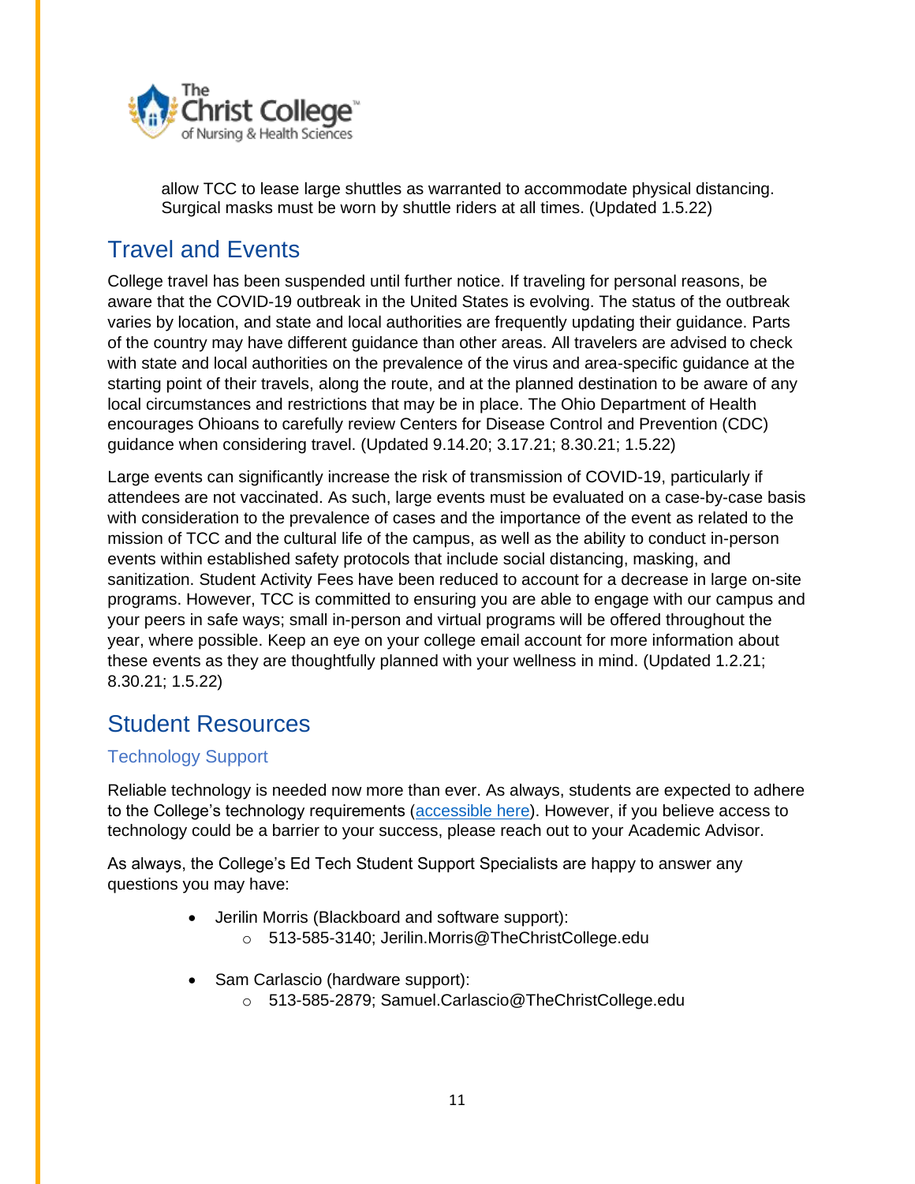allow TCC to lease large shuttles as warranted to accommodate physical distancing. Surgical masks must be worn by shuttle riders at all times. (Updated 1.5.22)

## Travel and Events

College travel has been suspended until further notice. If traveling for personal reasons, be aware that the COVID-19 outbreak in the United States is evolving. The status of the outbreak varies by location, and state and local authorities are frequently updating their guidance. Parts of the country may have different guidance than other areas. All travelers are advised to check with state and local authorities on the prevalence of the virus and area-specific guidance at the starting point of their travels, along the route, and at the planned destination to be aware of any local circumstances and restrictions that may be in place. The Ohio Department of Health encourages Ohioans to carefully review Centers for Disease Control and Prevention (CDC) guidance when considering travel. (Updated 9.14.20; 3.17.21; 8.30.21; 1.5.22)

Large events can significantly increase the risk of transmission of COVID-19, particularly if attendees are not vaccinated. As such, large events must be evaluated on a case-by-case basis with consideration to the prevalence of cases and the importance of the event as related to the mission of TCC and the cultural life of the campus, as well as the ability to conduct in-person events within established safety protocols that include social distancing, masking, and sanitization. Student Activity Fees have been reduced to account for a decrease in large on-site programs. However, TCC is committed to ensuring you are able to engage with our campus and your peers in safe ways; small in-person and virtual programs will be offered throughout the year, where possible. Keep an eye on your college email account for more information about these events as they are thoughtfully planned with your wellness in mind. (Updated 1.2.21; 8.30.21; 1.5.22)

## Student Resources

### Technology Support

Reliable technology is needed now more than ever. As always, students are expected to adhere to the College's technology requirements (accessible here). However, if you believe access to technology could be a barrier to your success, please reach out to your Academic Advisor.

As always, the College's Ed Tech Student Support Specialists are happy to answer any questions you may have:

- Jerilin Morris (Blackboard and software support):
  - 513-585-3140; Jerilin.Morris@TheChristCollege.edu
- Sam Carlascio (hardware support):
  - 513-585-2879; Samuel.Carlascio@TheChristCollege.edu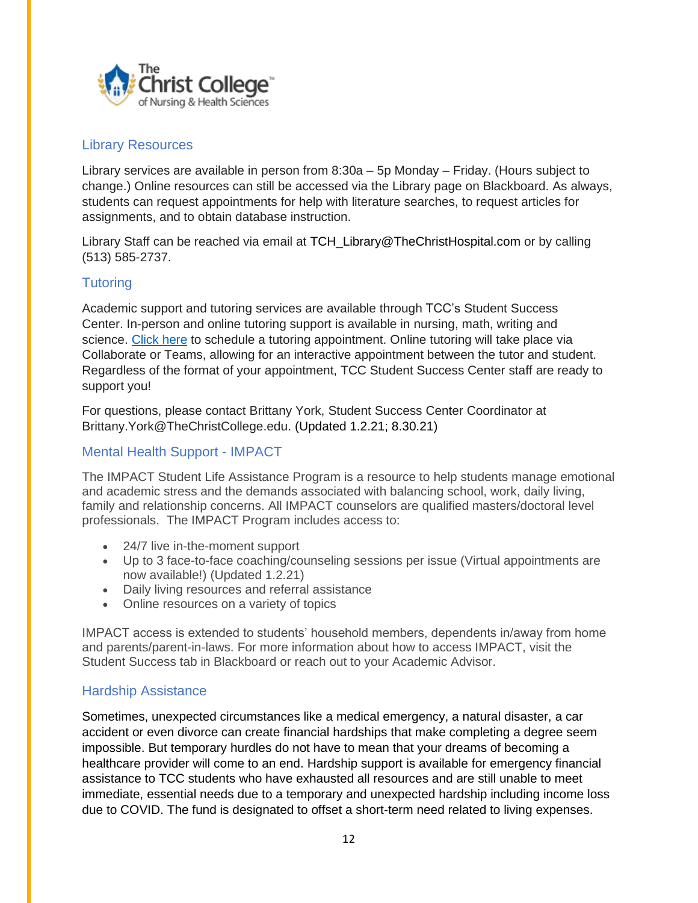## Library Resources

Library services are available in person from 8:30a – 5p Monday – Friday. (Hours subject to change.) Online resources can still be accessed via the Library page on Blackboard. As always, students can request appointments for help with literature searches, to request articles for assignments, and to obtain database instruction.

Library Staff can be reached via email at TCH_Library@TheChristHospital.com or by calling (513) 585-2737.

## Tutoring

Academic support and tutoring services are available through TCC's Student Success Center. In-person and online tutoring support is available in nursing, math, writing and science. Click here to schedule a tutoring appointment. Online tutoring will take place via Collaborate or Teams, allowing for an interactive appointment between the tutor and student. Regardless of the format of your appointment, TCC Student Success Center staff are ready to support you!

For questions, please contact Brittany York, Student Success Center Coordinator at Brittany.York@TheChristCollege.edu. (Updated 1.2.21; 8.30.21)

## Mental Health Support - IMPACT

The IMPACT Student Life Assistance Program is a resource to help students manage emotional and academic stress and the demands associated with balancing school, work, daily living, family and relationship concerns. All IMPACT counselors are qualified masters/doctoral level professionals. The IMPACT Program includes access to:

- 24/7 live in-the-moment support
- Up to 3 face-to-face coaching/counseling sessions per issue (Virtual appointments are now available!) (Updated 1.2.21)
- Daily living resources and referral assistance
- Online resources on a variety of topics

IMPACT access is extended to students' household members, dependents in/away from home and parents/parent-in-laws. For more information about how to access IMPACT, visit the Student Success tab in Blackboard or reach out to your Academic Advisor.

## Hardship Assistance

Sometimes, unexpected circumstances like a medical emergency, a natural disaster, a car accident or even divorce can create financial hardships that make completing a degree seem impossible. But temporary hurdles do not have to mean that your dreams of becoming a healthcare provider will come to an end. Hardship support is available for emergency financial assistance to TCC students who have exhausted all resources and are still unable to meet immediate, essential needs due to a temporary and unexpected hardship including income loss due to COVID. The fund is designated to offset a short-term need related to living expenses.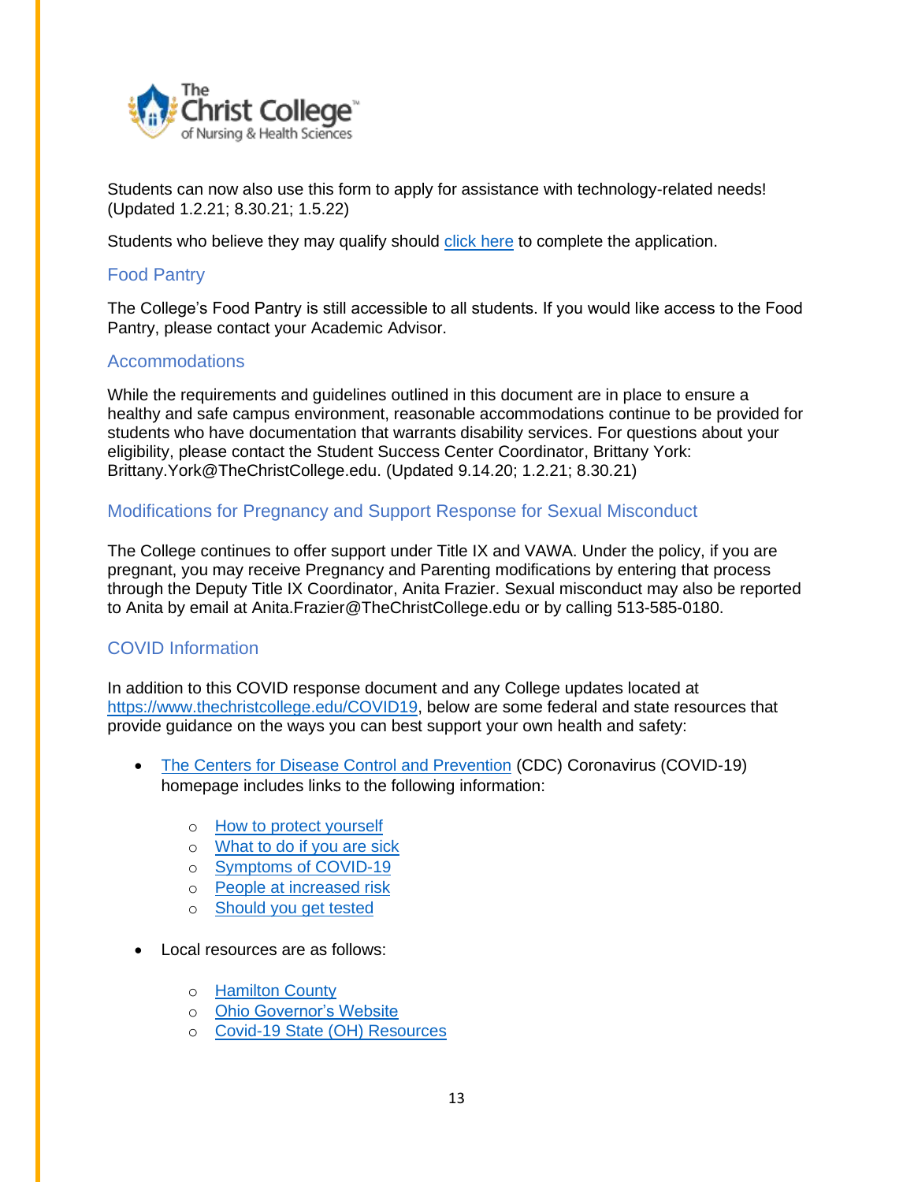Students can now also use this form to apply for assistance with technology-related needs! (Updated 1.2.21; 8.30.21; 1.5.22)

Students who believe they may qualify should click here to complete the application.

## Food Pantry

The College's Food Pantry is still accessible to all students. If you would like access to the Food Pantry, please contact your Academic Advisor.

## Accommodations

While the requirements and guidelines outlined in this document are in place to ensure a healthy and safe campus environment, reasonable accommodations continue to be provided for students who have documentation that warrants disability services. For questions about your eligibility, please contact the Student Success Center Coordinator, Brittany York: Brittany.York@TheChristCollege.edu. (Updated 9.14.20; 1.2.21; 8.30.21)

## Modifications for Pregnancy and Support Response for Sexual Misconduct

The College continues to offer support under Title IX and VAWA. Under the policy, if you are pregnant, you may receive Pregnancy and Parenting modifications by entering that process through the Deputy Title IX Coordinator, Anita Frazier. Sexual misconduct may also be reported to Anita by email at Anita.Frazier@TheChristCollege.edu or by calling 513-585-0180.

## COVID Information

In addition to this COVID response document and any College updates located at https://www.thechristcollege.edu/COVID19, below are some federal and state resources that provide guidance on the ways you can best support your own health and safety:

- The Centers for Disease Control and Prevention (CDC) Coronavirus (COVID-19) homepage includes links to the following information:
  - How to protect yourself
  - What to do if you are sick
  - Symptoms of COVID-19
  - People at increased risk
  - Should you get tested
- Local resources are as follows:
  - Hamilton County
  - Ohio Governor's Website
  - Covid-19 State (OH) Resources